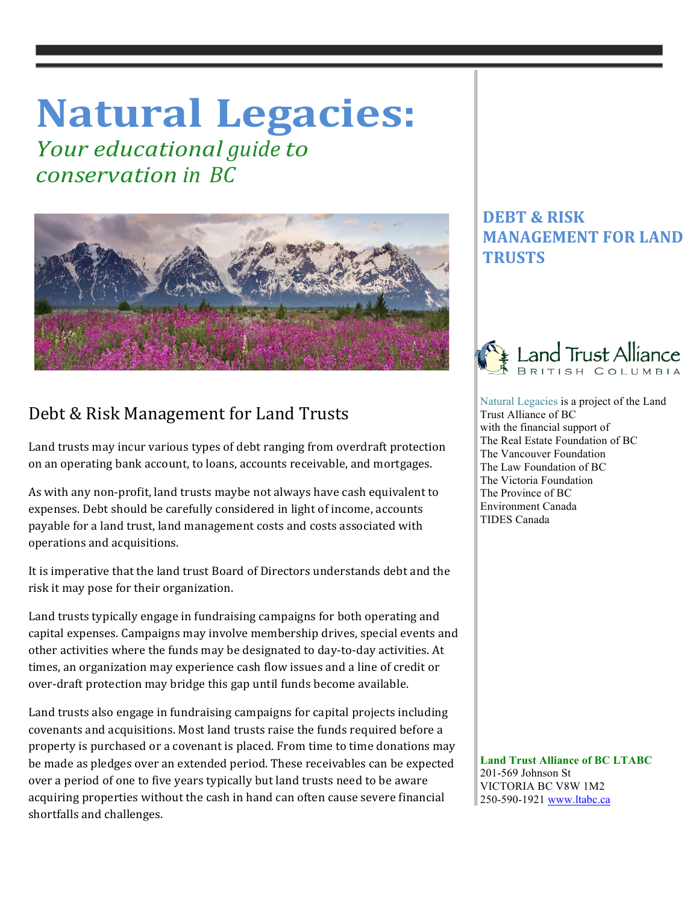# Natural Legacies:

*Your educational guide to conservation in BC*

## DEBT & RISK MANAGEMENT FOR LAND TRUSTS

## Debt & Risk Management for Land Trusts

Land trusts may incur various types of debt ranging from overdraft protection on an operating bank account, to loans, accounts receivable, and mortgages.

As with any non-profit, land trusts maybe not always have cash equivalent to expenses. Debt should be carefully considered in light of income, accounts payable for a land trust, land management costs and costs associated with operations and acquisitions.

It is imperative that the land trust Board of Directors understands debt and the risk it may pose for their organization.

Land trusts typically engage in fundraising campaigns for both operating and capital expenses. Campaigns may involve membership drives, special events and other activities where the funds may be designated to day-to-day activities. At times, an organization may experience cash flow issues and a line of credit or over-draft protection may bridge this gap until funds become available.

Land trusts also engage in fundraising campaigns for capital projects including covenants and acquisitions. Most land trusts raise the funds required before a property is purchased or a covenant is placed. From time to time donations may be made as pledges over an extended period. These receivables can be expected over a period of one to five years typically but land trusts need to be aware acquiring properties without the cash in hand can often cause severe financial shortfalls and challenges.

Land Trust Alliance British Columbia

Natural Legacies is a project of the Land Trust Alliance of BC with the financial support of
The Real Estate Foundation of BC
The Vancouver Foundation
The Law Foundation of BC
The Victoria Foundation
The Province of BC
Environment Canada
TIDES Canada

**Land Trust Alliance of BC LTABC**
201-569 Johnson St
VICTORIA BC V8W 1M2
250-590-1921 www.ltabc.ca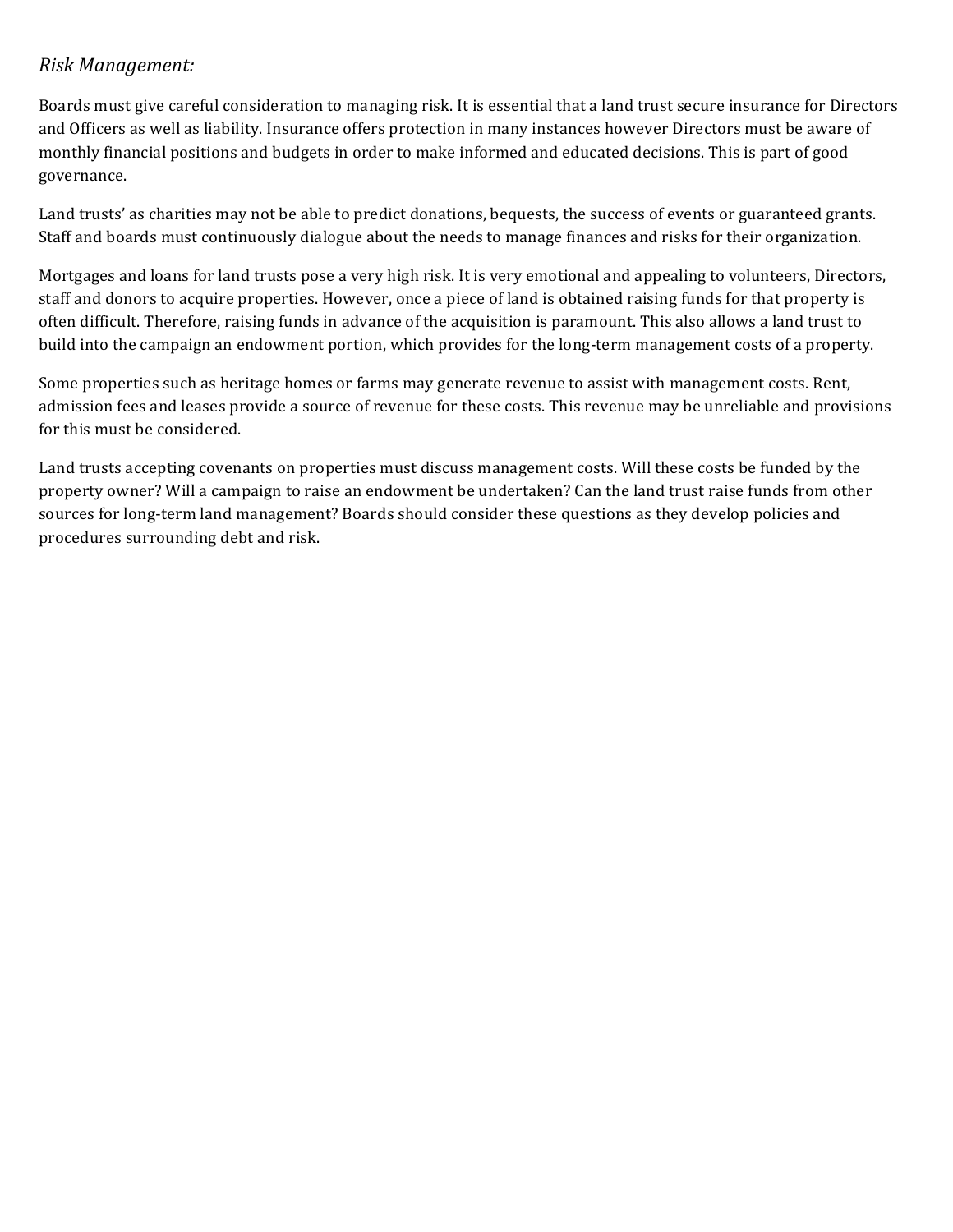*Risk Management:*

Boards must give careful consideration to managing risk. It is essential that a land trust secure insurance for Directors and Officers as well as liability. Insurance offers protection in many instances however Directors must be aware of monthly financial positions and budgets in order to make informed and educated decisions. This is part of good governance.

Land trusts' as charities may not be able to predict donations, bequests, the success of events or guaranteed grants. Staff and boards must continuously dialogue about the needs to manage finances and risks for their organization.

Mortgages and loans for land trusts pose a very high risk. It is very emotional and appealing to volunteers, Directors, staff and donors to acquire properties. However, once a piece of land is obtained raising funds for that property is often difficult. Therefore, raising funds in advance of the acquisition is paramount. This also allows a land trust to build into the campaign an endowment portion, which provides for the long-term management costs of a property.

Some properties such as heritage homes or farms may generate revenue to assist with management costs. Rent, admission fees and leases provide a source of revenue for these costs. This revenue may be unreliable and provisions for this must be considered.

Land trusts accepting covenants on properties must discuss management costs. Will these costs be funded by the property owner? Will a campaign to raise an endowment be undertaken? Can the land trust raise funds from other sources for long-term land management? Boards should consider these questions as they develop policies and procedures surrounding debt and risk.